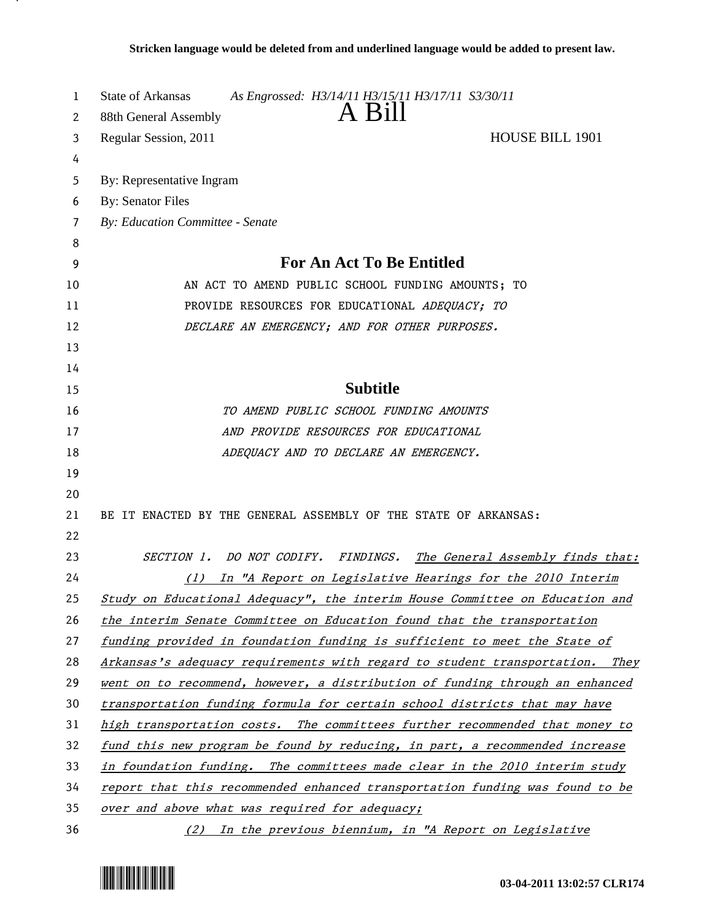**Stricken language would be deleted from and underlined language would be added to present law.**

State of Arkansas *As Engrossed: H3/14/11 H3/15/11 H3/17/11 S3/30/11*

88th General Assembly

# A Bill

Regular Session, 2011 HOUSE BILL 1901

By: Representative Ingram

By: Senator Files

*By: Education Committee - Senate*

## For An Act To Be Entitled

AN ACT TO AMEND PUBLIC SCHOOL FUNDING AMOUNTS; TO PROVIDE RESOURCES FOR EDUCATIONAL *ADEQUACY; TO DECLARE AN EMERGENCY; AND FOR OTHER PURPOSES.*

## Subtitle

*TO AMEND PUBLIC SCHOOL FUNDING AMOUNTS AND PROVIDE RESOURCES FOR EDUCATIONAL ADEQUACY AND TO DECLARE AN EMERGENCY.*

BE IT ENACTED BY THE GENERAL ASSEMBLY OF THE STATE OF ARKANSAS:

*SECTION 1. DO NOT CODIFY. FINDINGS. The General Assembly finds that:*

*(1) In "A Report on Legislative Hearings for the 2010 Interim Study on Educational Adequacy", the interim House Committee on Education and the interim Senate Committee on Education found that the transportation funding provided in foundation funding is sufficient to meet the State of Arkansas's adequacy requirements with regard to student transportation. They went on to recommend, however, a distribution of funding through an enhanced transportation funding formula for certain school districts that may have high transportation costs. The committees further recommended that money to fund this new program be found by reducing, in part, a recommended increase in foundation funding. The committees made clear in the 2010 interim study report that this recommended enhanced transportation funding was found to be over and above what was required for adequacy;*

*(2) In the previous biennium, in "A Report on Legislative*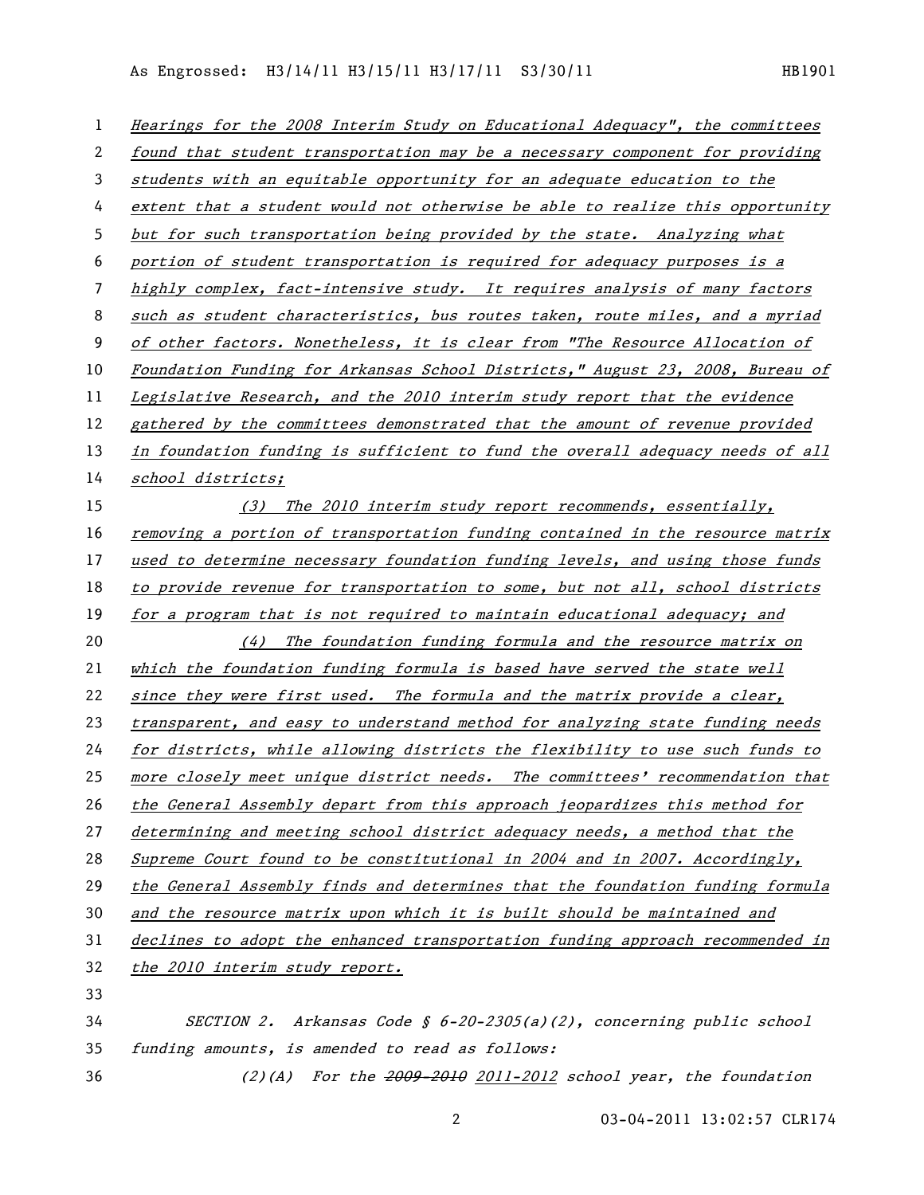*Hearings for the 2008 Interim Study on Educational Adequacy", the committees found that student transportation may be a necessary component for providing students with an equitable opportunity for an adequate education to the extent that a student would not otherwise be able to realize this opportunity but for such transportation being provided by the state. Analyzing what portion of student transportation is required for adequacy purposes is a highly complex, fact-intensive study. It requires analysis of many factors such as student characteristics, bus routes taken, route miles, and a myriad of other factors. Nonetheless, it is clear from "The Resource Allocation of Foundation Funding for Arkansas School Districts," August 23, 2008, Bureau of Legislative Research, and the 2010 interim study report that the evidence gathered by the committees demonstrated that the amount of revenue provided in foundation funding is sufficient to fund the overall adequacy needs of all school districts;*

*(3) The 2010 interim study report recommends, essentially, removing a portion of transportation funding contained in the resource matrix used to determine necessary foundation funding levels, and using those funds to provide revenue for transportation to some, but not all, school districts for a program that is not required to maintain educational adequacy; and*

*(4) The foundation funding formula and the resource matrix on which the foundation funding formula is based have served the state well since they were first used. The formula and the matrix provide a clear, transparent, and easy to understand method for analyzing state funding needs for districts, while allowing districts the flexibility to use such funds to more closely meet unique district needs. The committees' recommendation that the General Assembly depart from this approach jeopardizes this method for determining and meeting school district adequacy needs, a method that the Supreme Court found to be constitutional in 2004 and in 2007. Accordingly, the General Assembly finds and determines that the foundation funding formula and the resource matrix upon which it is built should be maintained and declines to adopt the enhanced transportation funding approach recommended in the 2010 interim study report.*

*SECTION 2. Arkansas Code § 6-20-2305(a)(2), concerning public school funding amounts, is amended to read as follows:*

*(2)(A) For the ~~2009-2010~~ 2011-2012 school year, the foundation*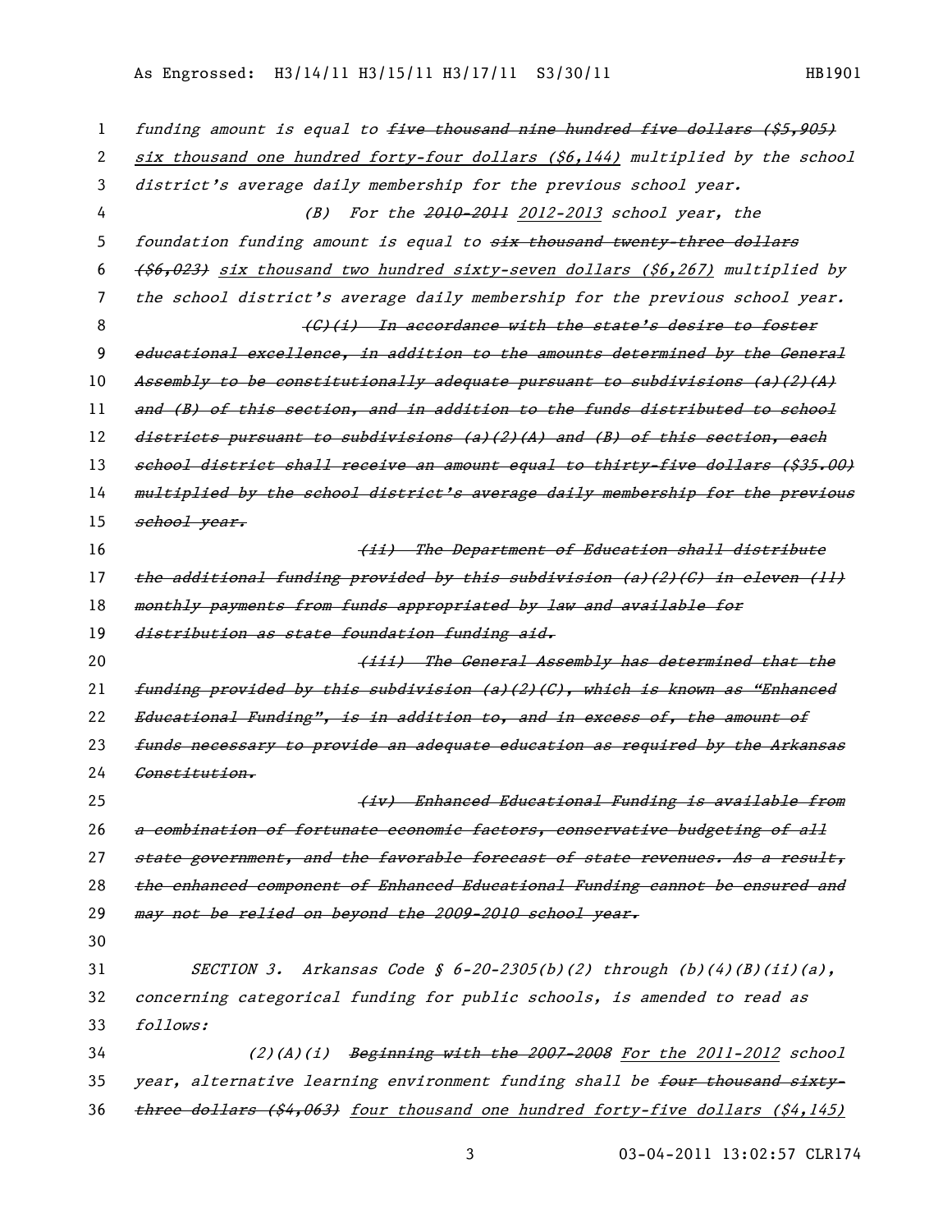*funding amount is equal to ~~five thousand nine hundred five dollars ($5,905)~~ six thousand one hundred forty-four dollars ($6,144) multiplied by the school district's average daily membership for the previous school year.*

*(B) For the ~~2010-2011~~ 2012-2013 school year, the foundation funding amount is equal to ~~six thousand twenty-three dollars ($6,023)~~ six thousand two hundred sixty-seven dollars ($6,267) multiplied by the school district's average daily membership for the previous school year.*

*~~(C)(i) In accordance with the state's desire to foster educational excellence, in addition to the amounts determined by the General Assembly to be constitutionally adequate pursuant to subdivisions (a)(2)(A) and (B) of this section, and in addition to the funds distributed to school districts pursuant to subdivisions (a)(2)(A) and (B) of this section, each school district shall receive an amount equal to thirty-five dollars ($35.00) multiplied by the school district's average daily membership for the previous school year.~~*

*~~(ii) The Department of Education shall distribute the additional funding provided by this subdivision (a)(2)(C) in eleven (11) monthly payments from funds appropriated by law and available for distribution as state foundation funding aid.~~*

*~~(iii) The General Assembly has determined that the funding provided by this subdivision (a)(2)(C), which is known as "Enhanced Educational Funding", is in addition to, and in excess of, the amount of funds necessary to provide an adequate education as required by the Arkansas Constitution.~~*

*~~(iv) Enhanced Educational Funding is available from a combination of fortunate economic factors, conservative budgeting of all state government, and the favorable forecast of state revenues. As a result, the enhanced component of Enhanced Educational Funding cannot be ensured and may not be relied on beyond the 2009-2010 school year.~~*

*SECTION 3. Arkansas Code § 6-20-2305(b)(2) through (b)(4)(B)(ii)(a), concerning categorical funding for public schools, is amended to read as follows:*

*(2)(A)(i) ~~Beginning with the 2007-2008~~ For the 2011-2012 school year, alternative learning environment funding shall be ~~four thousand sixty-three dollars ($4,063)~~ four thousand one hundred forty-five dollars ($4,145)*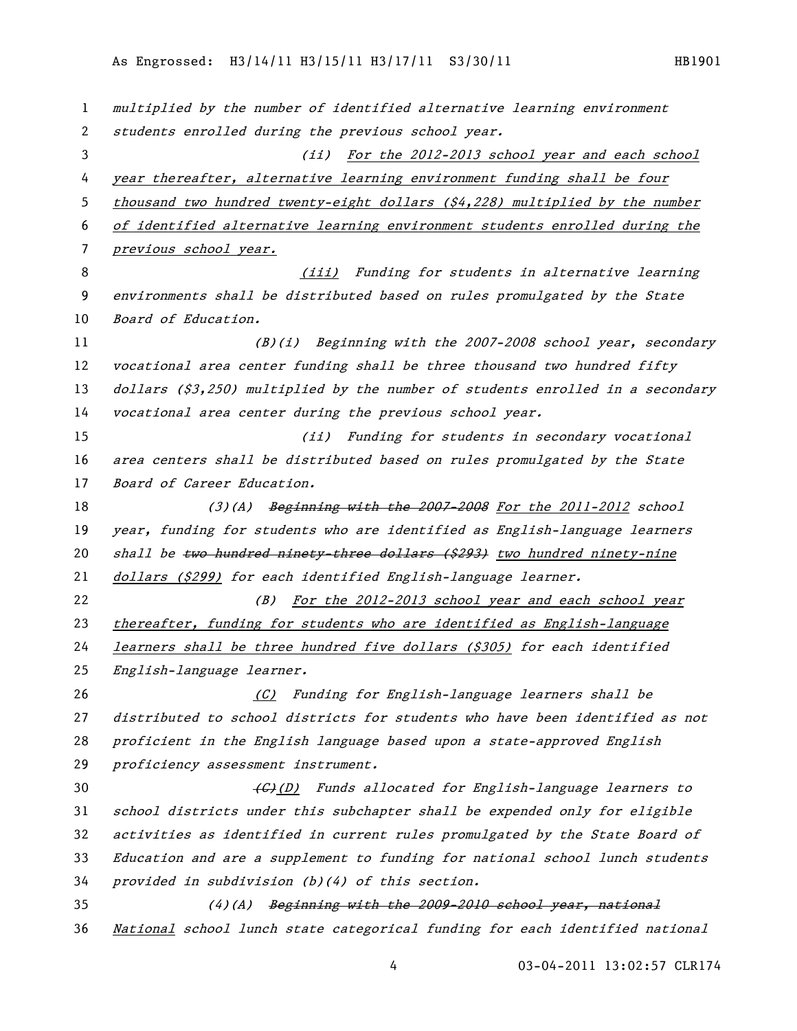multiplied by the number of identified alternative learning environment students enrolled during the previous school year.

(ii) For the 2012-2013 school year and each school year thereafter, alternative learning environment funding shall be four thousand two hundred twenty-eight dollars ($4,228) multiplied by the number of identified alternative learning environment students enrolled during the previous school year.

(iii) Funding for students in alternative learning environments shall be distributed based on rules promulgated by the State Board of Education.

(B)(i) Beginning with the 2007-2008 school year, secondary vocational area center funding shall be three thousand two hundred fifty dollars ($3,250) multiplied by the number of students enrolled in a secondary vocational area center during the previous school year.

(ii) Funding for students in secondary vocational area centers shall be distributed based on rules promulgated by the State Board of Career Education.

(3)(A) ~~Beginning with the 2007-2008~~ For the 2011-2012 school year, funding for students who are identified as English-language learners shall be ~~two hundred ninety-three dollars ($293)~~ two hundred ninety-nine dollars ($299) for each identified English-language learner.

(B) For the 2012-2013 school year and each school year thereafter, funding for students who are identified as English-language learners shall be three hundred five dollars ($305) for each identified English-language learner.

(C) Funding for English-language learners shall be distributed to school districts for students who have been identified as not proficient in the English language based upon a state-approved English proficiency assessment instrument.

~~(C)~~(D) Funds allocated for English-language learners to school districts under this subchapter shall be expended only for eligible activities as identified in current rules promulgated by the State Board of Education and are a supplement to funding for national school lunch students provided in subdivision (b)(4) of this section.

(4)(A) ~~Beginning with the 2009-2010 school year, national~~ National school lunch state categorical funding for each identified national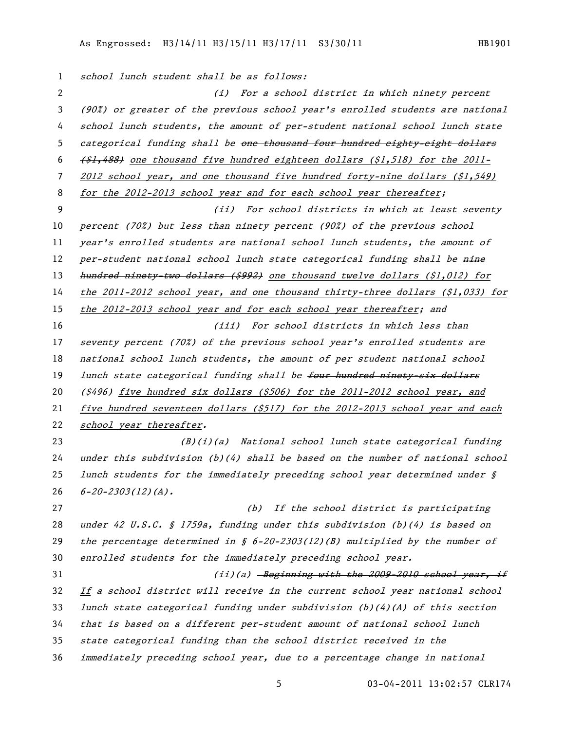*school lunch student shall be as follows:*

*(i) For a school district in which ninety percent (90%) or greater of the previous school year's enrolled students are national school lunch students, the amount of per-student national school lunch state categorical funding shall be ~~one thousand four hundred eighty-eight dollars ($1,488)~~ <u>one thousand five hundred eighteen dollars ($1,518) for the 2011-2012 school year, and one thousand five hundred forty-nine dollars ($1,549) for the 2012-2013 school year and for each school year thereafter</u>;*

*(ii) For school districts in which at least seventy percent (70%) but less than ninety percent (90%) of the previous school year's enrolled students are national school lunch students, the amount of per-student national school lunch state categorical funding shall be ~~nine hundred ninety-two dollars ($992)~~ <u>one thousand twelve dollars ($1,012) for the 2011-2012 school year, and one thousand thirty-three dollars ($1,033) for the 2012-2013 school year and for each school year thereafter</u>; and*

*(iii) For school districts in which less than seventy percent (70%) of the previous school year's enrolled students are national school lunch students, the amount of per student national school lunch state categorical funding shall be ~~four hundred ninety-six dollars ($496)~~ <u>five hundred six dollars ($506) for the 2011-2012 school year, and five hundred seventeen dollars ($517) for the 2012-2013 school year and each school year thereafter</u>.*

*(B)(i)(a) National school lunch state categorical funding under this subdivision (b)(4) shall be based on the number of national school lunch students for the immediately preceding school year determined under § 6-20-2303(12)(A).*

*(b) If the school district is participating under 42 U.S.C. § 1759a, funding under this subdivision (b)(4) is based on the percentage determined in § 6-20-2303(12)(B) multiplied by the number of enrolled students for the immediately preceding school year.*

*(ii)(a) ~~Beginning with the 2009-2010 school year, if~~ <u>If</u> a school district will receive in the current school year national school lunch state categorical funding under subdivision (b)(4)(A) of this section that is based on a different per-student amount of national school lunch state categorical funding than the school district received in the immediately preceding school year, due to a percentage change in national*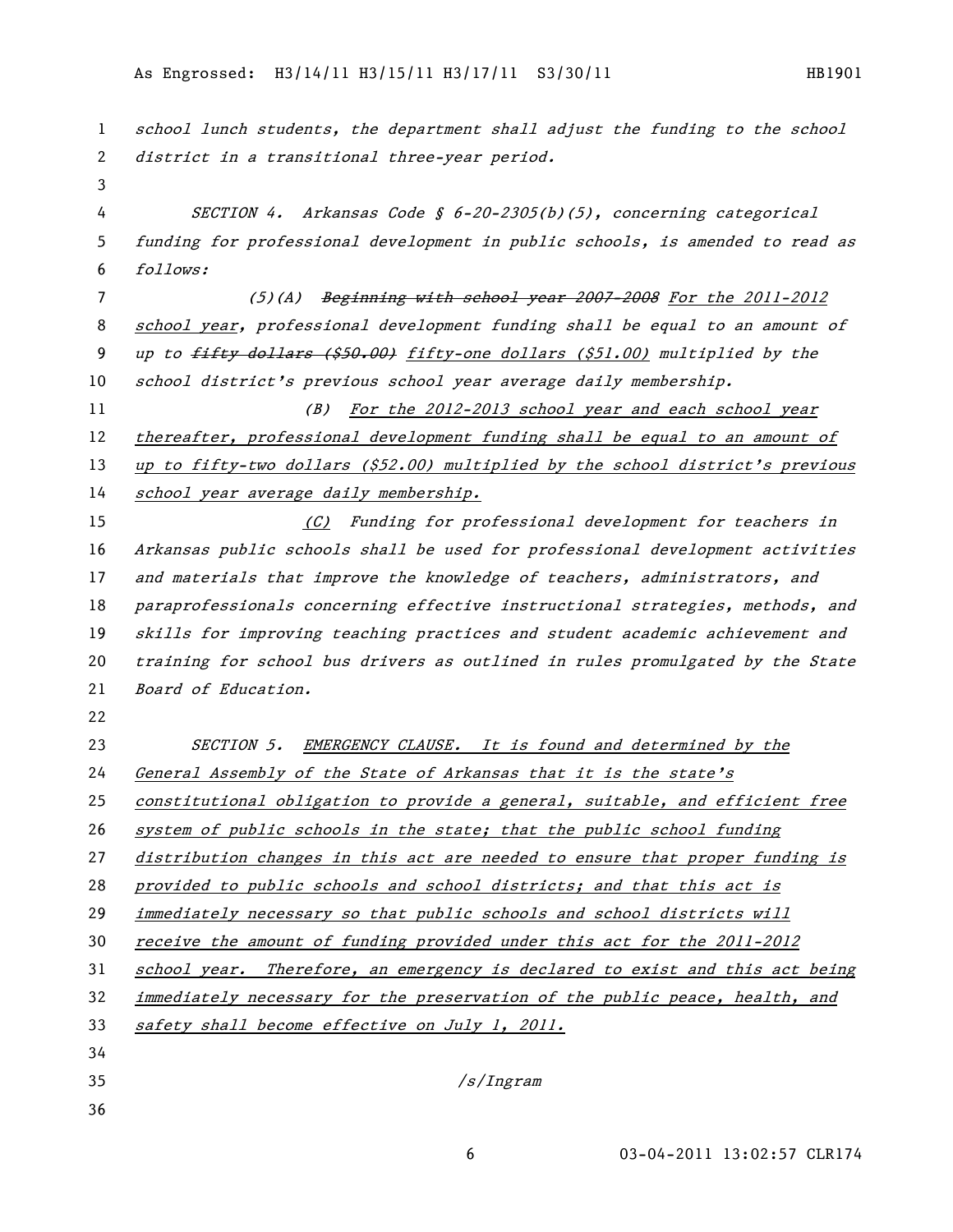*school lunch students, the department shall adjust the funding to the school district in a transitional three-year period.*

*SECTION 4. Arkansas Code § 6-20-2305(b)(5), concerning categorical funding for professional development in public schools, is amended to read as follows:*

*(5)(A) ~~Beginning with school year 2007-2008~~ For the 2011-2012 school year, professional development funding shall be equal to an amount of up to ~~fifty dollars ($50.00)~~ fifty-one dollars ($51.00) multiplied by the school district's previous school year average daily membership.*

*(B) For the 2012-2013 school year and each school year thereafter, professional development funding shall be equal to an amount of up to fifty-two dollars ($52.00) multiplied by the school district's previous school year average daily membership.*

*(C) Funding for professional development for teachers in Arkansas public schools shall be used for professional development activities and materials that improve the knowledge of teachers, administrators, and paraprofessionals concerning effective instructional strategies, methods, and skills for improving teaching practices and student academic achievement and training for school bus drivers as outlined in rules promulgated by the State Board of Education.*

*SECTION 5. EMERGENCY CLAUSE. It is found and determined by the General Assembly of the State of Arkansas that it is the state's constitutional obligation to provide a general, suitable, and efficient free system of public schools in the state; that the public school funding distribution changes in this act are needed to ensure that proper funding is provided to public schools and school districts; and that this act is immediately necessary so that public schools and school districts will receive the amount of funding provided under this act for the 2011-2012 school year. Therefore, an emergency is declared to exist and this act being immediately necessary for the preservation of the public peace, health, and safety shall become effective on July 1, 2011.*

/s/Ingram